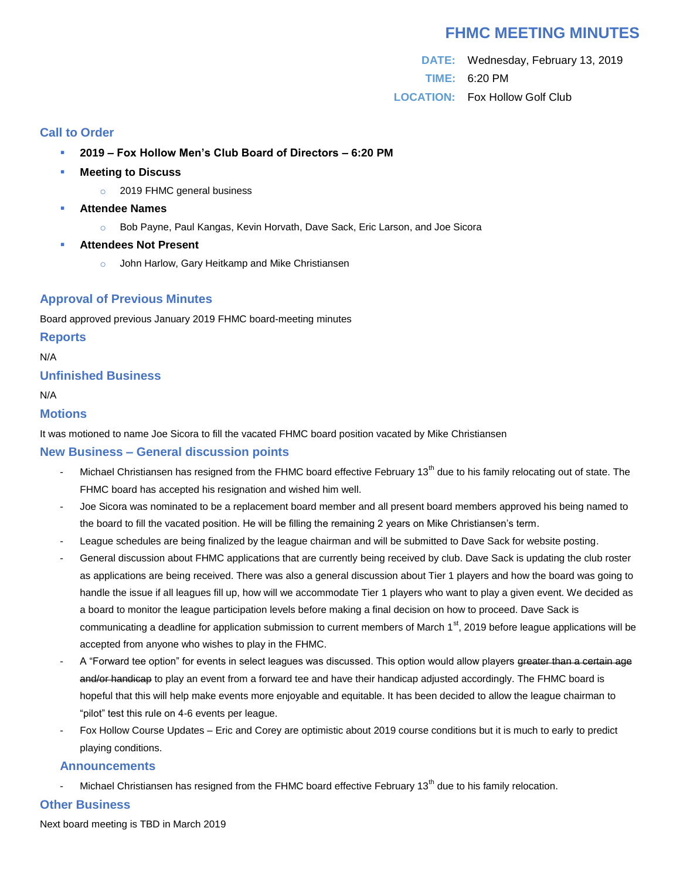# FHMC MEETING MINUTES

**DATE:** Wednesday, February 13, 2019

**TIME:** 6:20 PM

**LOCATION:** Fox Hollow Golf Club

## Call to Order

- **2019 – Fox Hollow Men's Club Board of Directors – 6:20 PM**
- **Meeting to Discuss**
  - 2019 FHMC general business
- **Attendee Names**
  - Bob Payne, Paul Kangas, Kevin Horvath, Dave Sack, Eric Larson, and Joe Sicora
- **Attendees Not Present**
  - John Harlow, Gary Heitkamp and Mike Christiansen

## Approval of Previous Minutes

Board approved previous January 2019 FHMC board-meeting minutes

## Reports

N/A

## Unfinished Business

N/A

## Motions

It was motioned to name Joe Sicora to fill the vacated FHMC board position vacated by Mike Christiansen

## New Business – General discussion points

- Michael Christiansen has resigned from the FHMC board effective February 13th due to his family relocating out of state. The FHMC board has accepted his resignation and wished him well.
- Joe Sicora was nominated to be a replacement board member and all present board members approved his being named to the board to fill the vacated position. He will be filling the remaining 2 years on Mike Christiansen's term.
- League schedules are being finalized by the league chairman and will be submitted to Dave Sack for website posting.
- General discussion about FHMC applications that are currently being received by club. Dave Sack is updating the club roster as applications are being received. There was also a general discussion about Tier 1 players and how the board was going to handle the issue if all leagues fill up, how will we accommodate Tier 1 players who want to play a given event. We decided as a board to monitor the league participation levels before making a final decision on how to proceed. Dave Sack is communicating a deadline for application submission to current members of March 1st, 2019 before league applications will be accepted from anyone who wishes to play in the FHMC.
- A "Forward tee option" for events in select leagues was discussed. This option would allow players ~~greater than a certain age and/or handicap~~ to play an event from a forward tee and have their handicap adjusted accordingly. The FHMC board is hopeful that this will help make events more enjoyable and equitable. It has been decided to allow the league chairman to "pilot" test this rule on 4-6 events per league.
- Fox Hollow Course Updates – Eric and Corey are optimistic about 2019 course conditions but it is much to early to predict playing conditions.

### Announcements

- Michael Christiansen has resigned from the FHMC board effective February 13th due to his family relocation.

## Other Business

Next board meeting is TBD in March 2019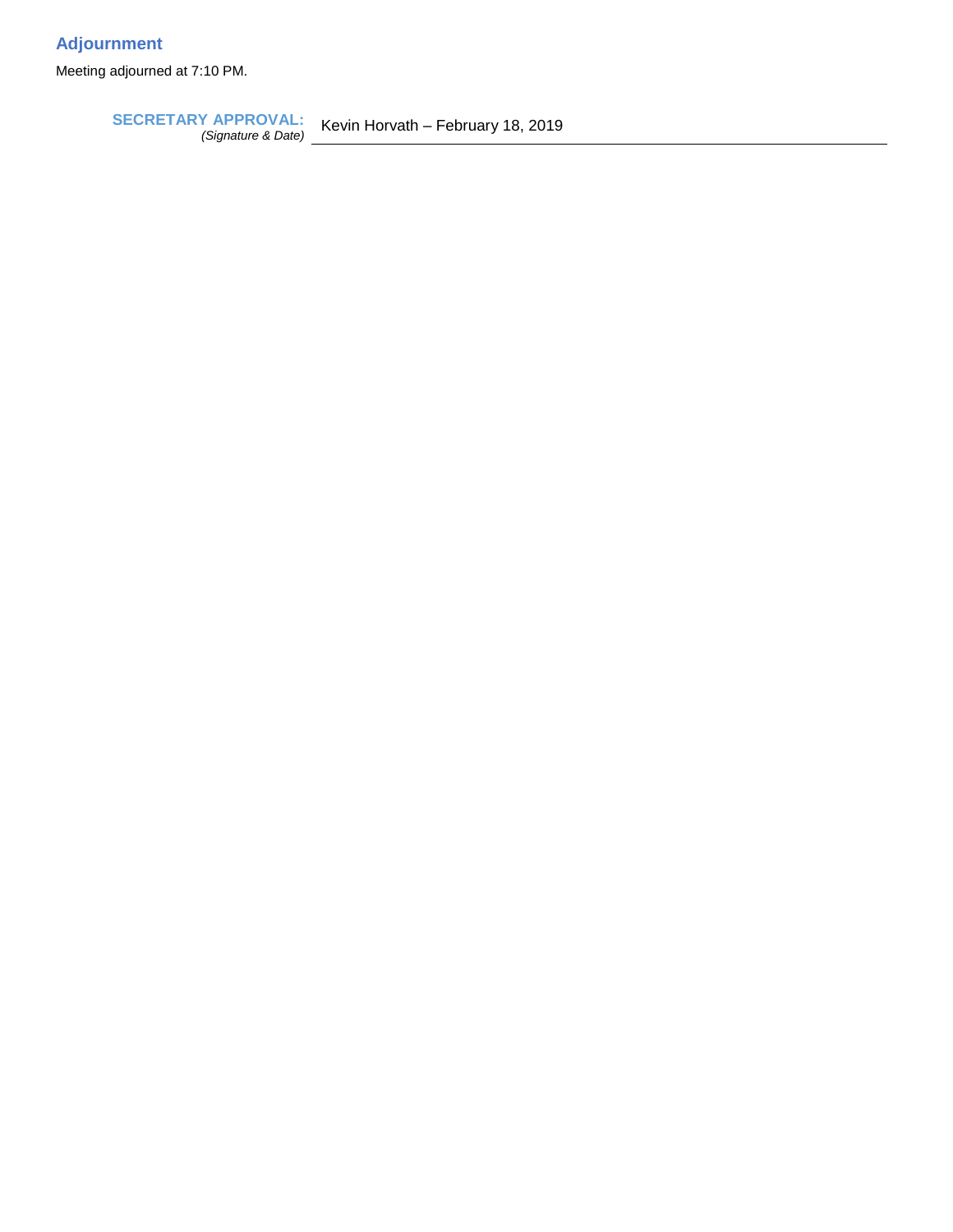## Adjournment

Meeting adjourned at 7:10 PM.

**SECRETARY APPROVAL:** Kevin Horvath – February 18, 2019
*(Signature & Date)*